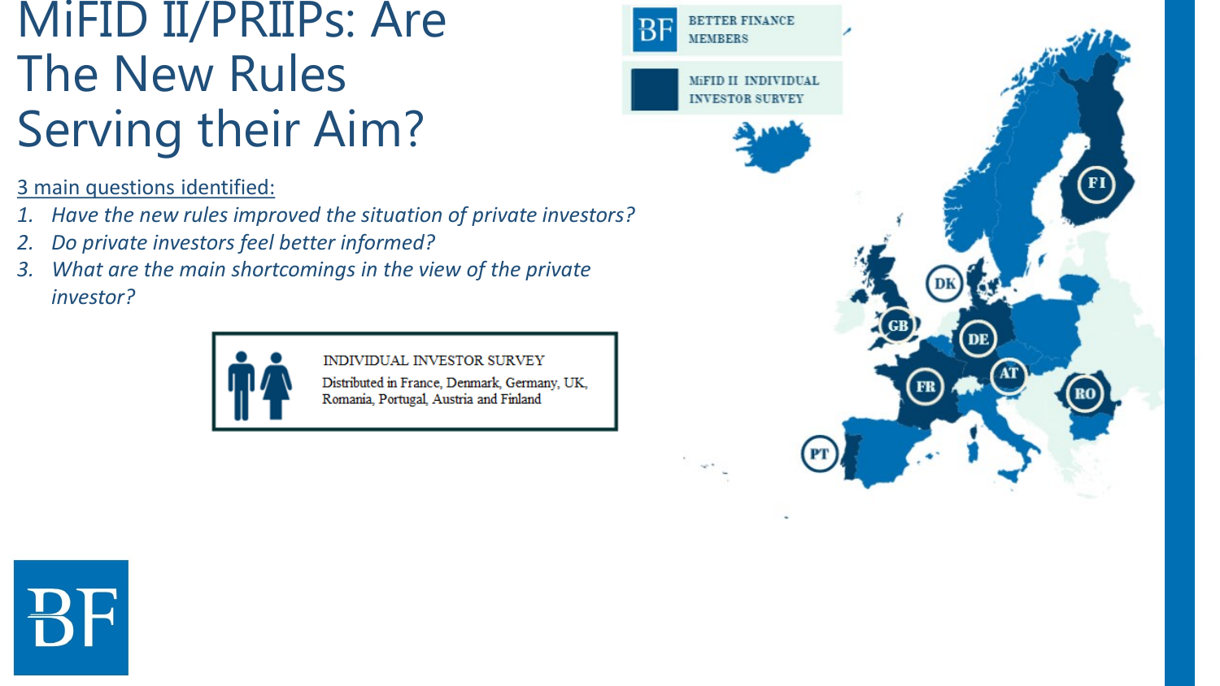# MiFID II/PRIIPs: Are The New Rules Serving their Aim?

3 main questions identified:

1. *Have the new rules improved the situation of private investors?*
2. *Do private investors feel better informed?*
3. *What are the main shortcomings in the view of the private investor?*

INDIVIDUAL INVESTOR SURVEY

Distributed in France, Denmark, Germany, UK, Romania, Portugal, Austria and Finland

BETTER FINANCE MEMBERS

MiFID II INDIVIDUAL INVESTOR SURVEY

FI

DK

GB

DE

FR

AT

RO

PT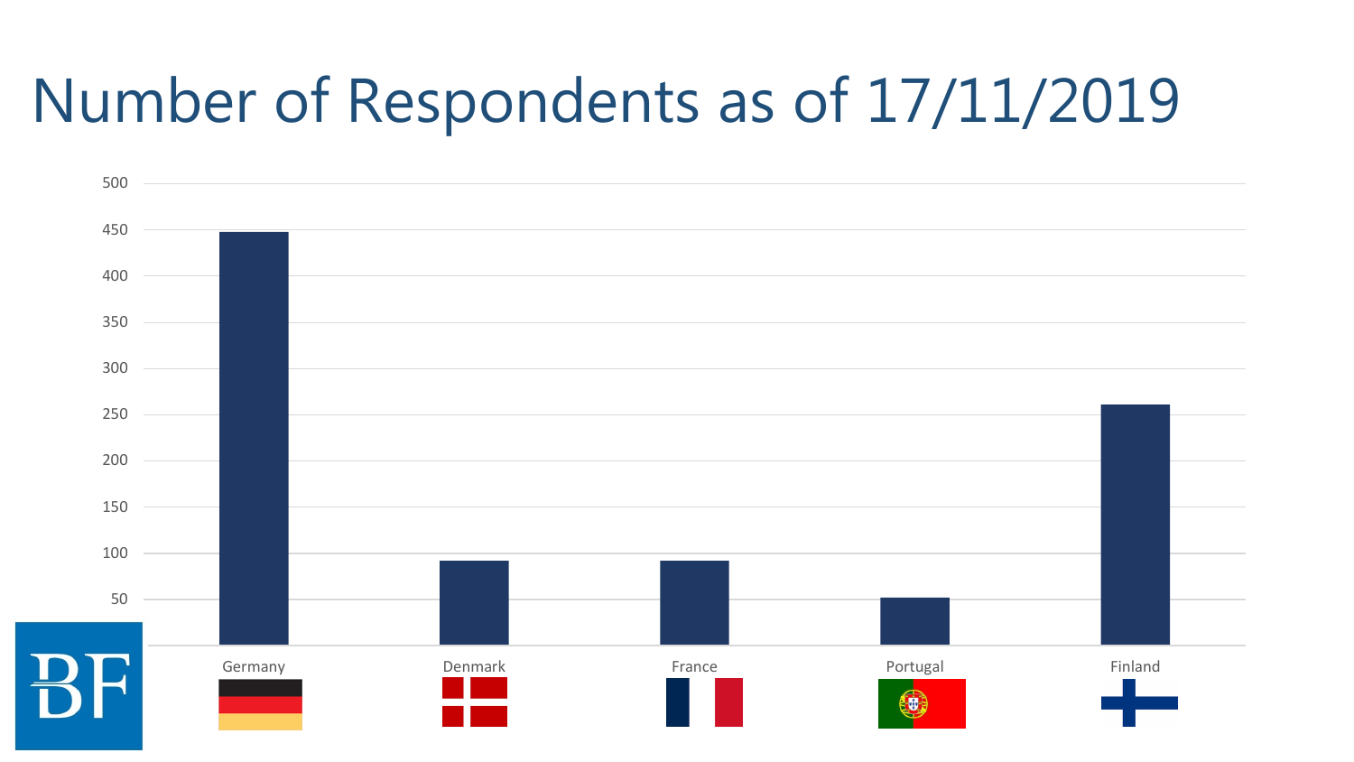# Number of Respondents as of 17/11/2019

500
450
400
350
300
250
200
150
100
50

Germany
Denmark
France
Portugal
Finland

BF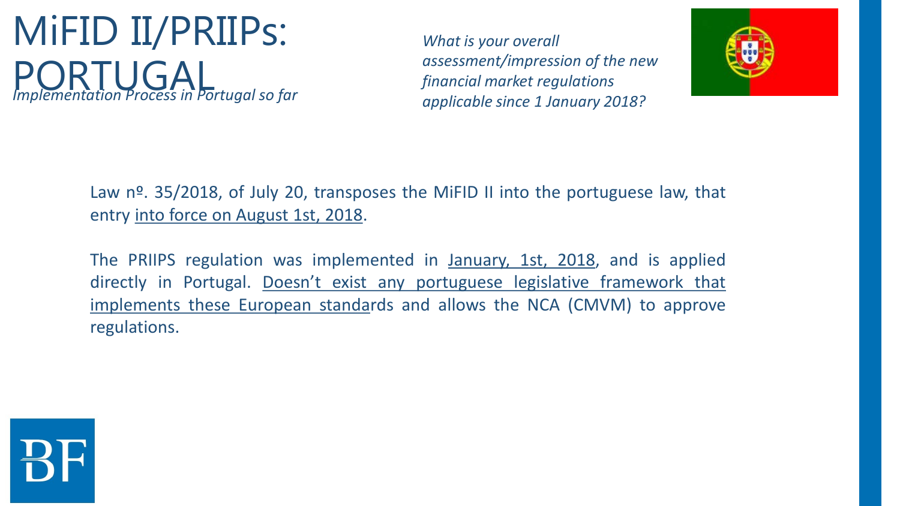# MiFID II/PRIIPs: PORTUGAL

*Implementation Process in Portugal so far*

*What is your overall assessment/impression of the new financial market regulations applicable since 1 January 2018?*

Law nº. 35/2018, of July 20, transposes the MiFID II into the portuguese law, that entry into force on August 1st, 2018.

The PRIIPS regulation was implemented in January, 1st, 2018, and is applied directly in Portugal. Doesn't exist any portuguese legislative framework that implements these European standards and allows the NCA (CMVM) to approve regulations.

BF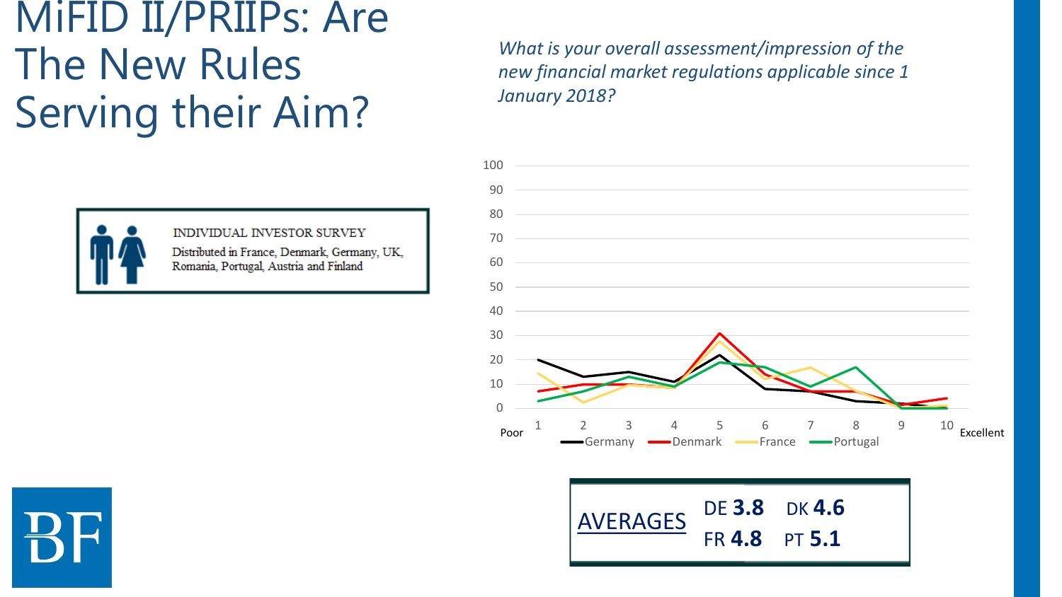# MiFID II/PRIIPs: Are The New Rules Serving their Aim?

*What is your overall assessment/impression of the new financial market regulations applicable since 1 January 2018?*

INDIVIDUAL INVESTOR SURVEY

Distributed in France, Denmark, Germany, UK, Romania, Portugal, Austria and Finland

100
90
80
70
60
50
40
30
20
10
0

Poor 1 2 3 4 5 6 7 8 9 10 Excellent

Germany Denmark France Portugal

AVERAGES

DE **3.8** DK **4.6**

FR **4.8** PT **5.1**

BF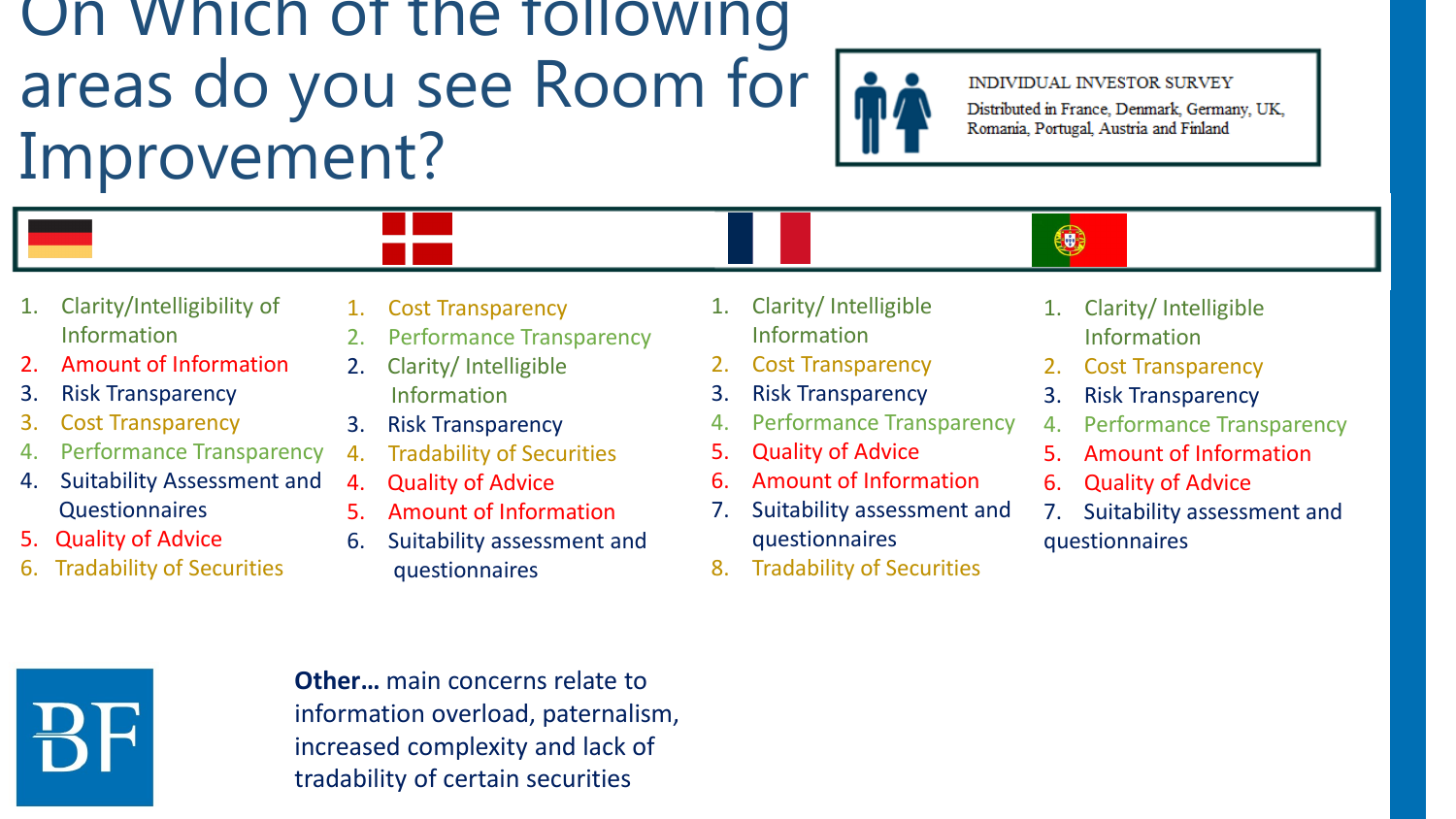# On Which of the following areas do you see Room for Improvement?

INDIVIDUAL INVESTOR SURVEY

Distributed in France, Denmark, Germany, UK, Romania, Portugal, Austria and Finland

1. Clarity/Intelligibility of Information
2. Amount of Information
3. Risk Transparency
3. Cost Transparency
4. Performance Transparency
4. Suitability Assessment and Questionnaires
5. Quality of Advice
6. Tradability of Securities

1. Cost Transparency
2. Performance Transparency
2. Clarity/ Intelligible Information
3. Risk Transparency
4. Tradability of Securities
4. Quality of Advice
5. Amount of Information
6. Suitability assessment and questionnaires

1. Clarity/ Intelligible Information
2. Cost Transparency
3. Risk Transparency
4. Performance Transparency
5. Quality of Advice
6. Amount of Information
7. Suitability assessment and questionnaires
8. Tradability of Securities

1. Clarity/ Intelligible Information
2. Cost Transparency
3. Risk Transparency
4. Performance Transparency
5. Amount of Information
6. Quality of Advice
7. Suitability assessment and questionnaires

BF

**Other…** main concerns relate to information overload, paternalism, increased complexity and lack of tradability of certain securities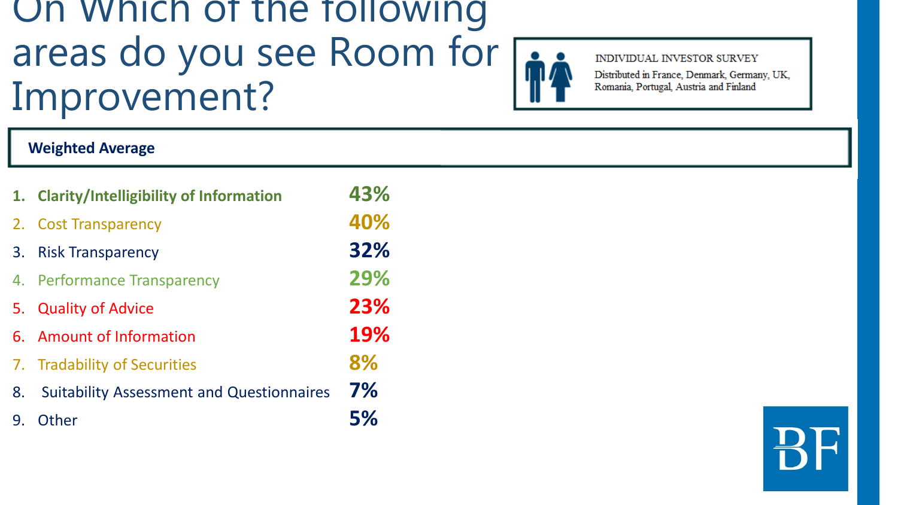# On Which of the following areas do you see Room for Improvement?

INDIVIDUAL INVESTOR SURVEY

Distributed in France, Denmark, Germany, UK, Romania, Portugal, Austria and Finland

**Weighted Average**

| | |
|---|---|
| 1. **Clarity/Intelligibility of Information** | **43%** |
| 2. Cost Transparency | **40%** |
| 3. Risk Transparency | **32%** |
| 4. Performance Transparency | **29%** |
| 5. Quality of Advice | **23%** |
| 6. Amount of Information | **19%** |
| 7. Tradability of Securities | **8%** |
| 8. Suitability Assessment and Questionnaires | **7%** |
| 9. Other | **5%** |

BF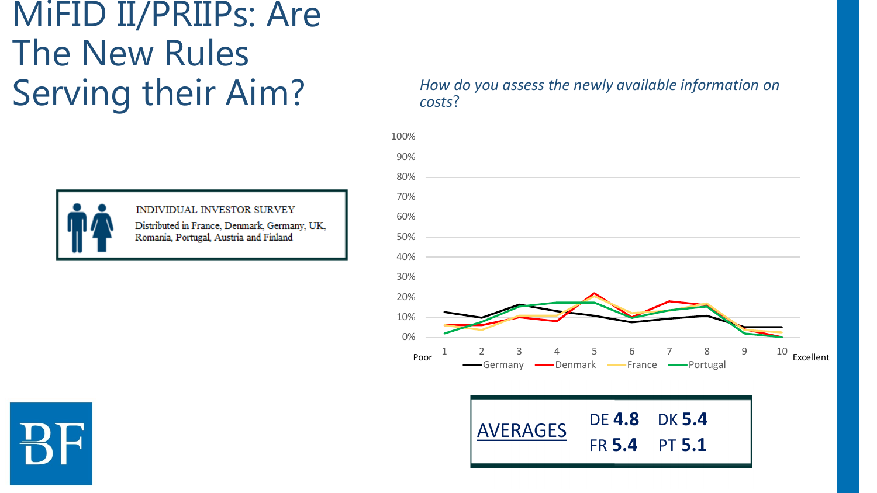# MiFID II/PRIIPs: Are The New Rules Serving their Aim?

INDIVIDUAL INVESTOR SURVEY

Distributed in France, Denmark, Germany, UK, Romania, Portugal, Austria and Finland

*How do you assess the newly available information on costs?*

Poor 1 2 3 4 5 6 7 8 9 10 Excellent

Germany, Denmark, France, Portugal

| AVERAGES | | |
|---|---|---|
| | DE **4.8** | DK **5.4** |
| | FR **5.4** | PT **5.1** |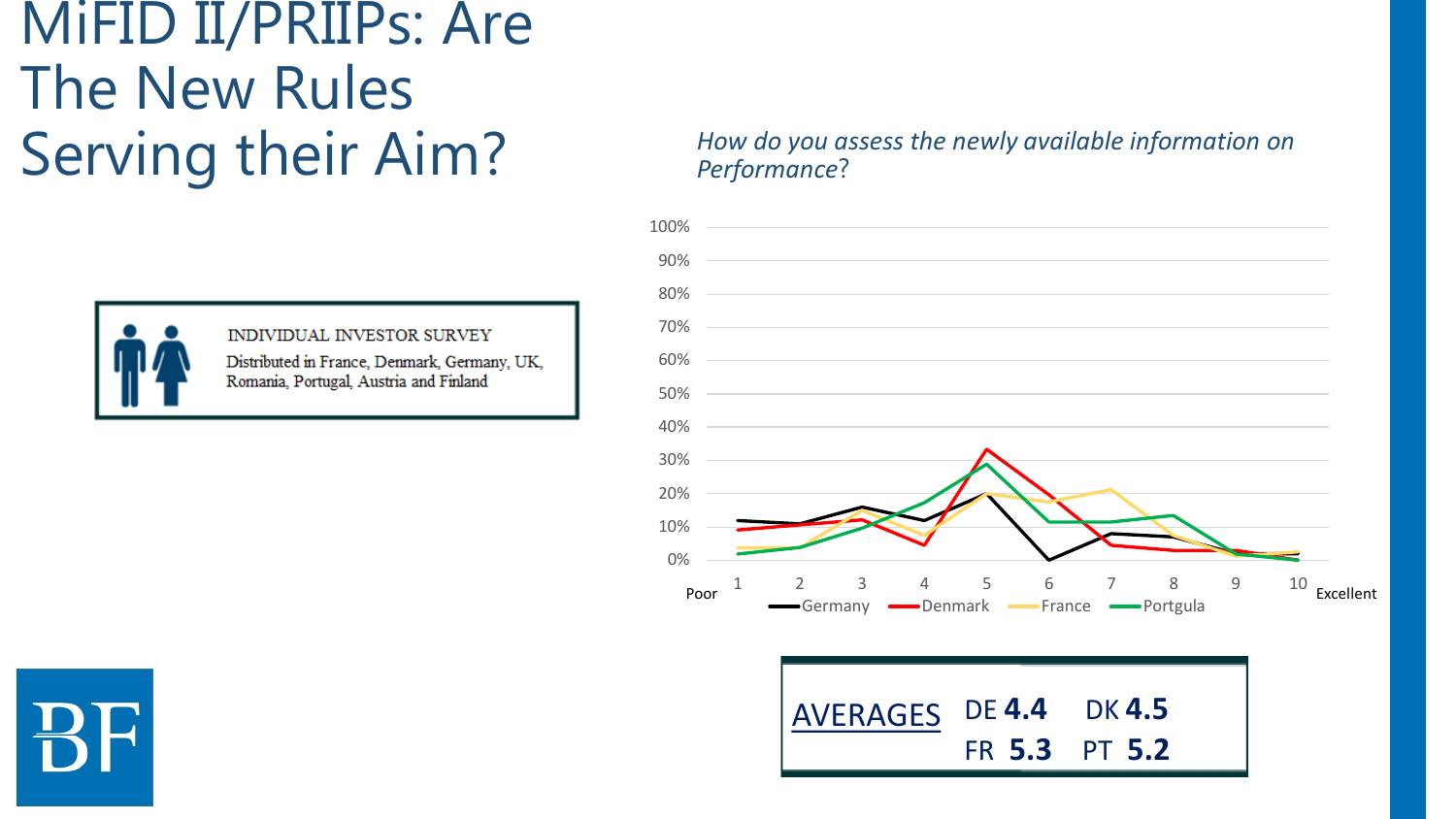# MiFID II/PRIIPs: Are The New Rules Serving their Aim?

INDIVIDUAL INVESTOR SURVEY

Distributed in France, Denmark, Germany, UK, Romania, Portugal, Austria and Finland

*How do you assess the newly available information on Performance?*

100%
90%
80%
70%
60%
50%
40%
30%
20%
10%
0%

Poor 1 2 3 4 5 6 7 8 9 10 Excellent

Germany Denmark France Portgula

AVERAGES DE **4.4** DK **4.5** FR **5.3** PT **5.2**

BF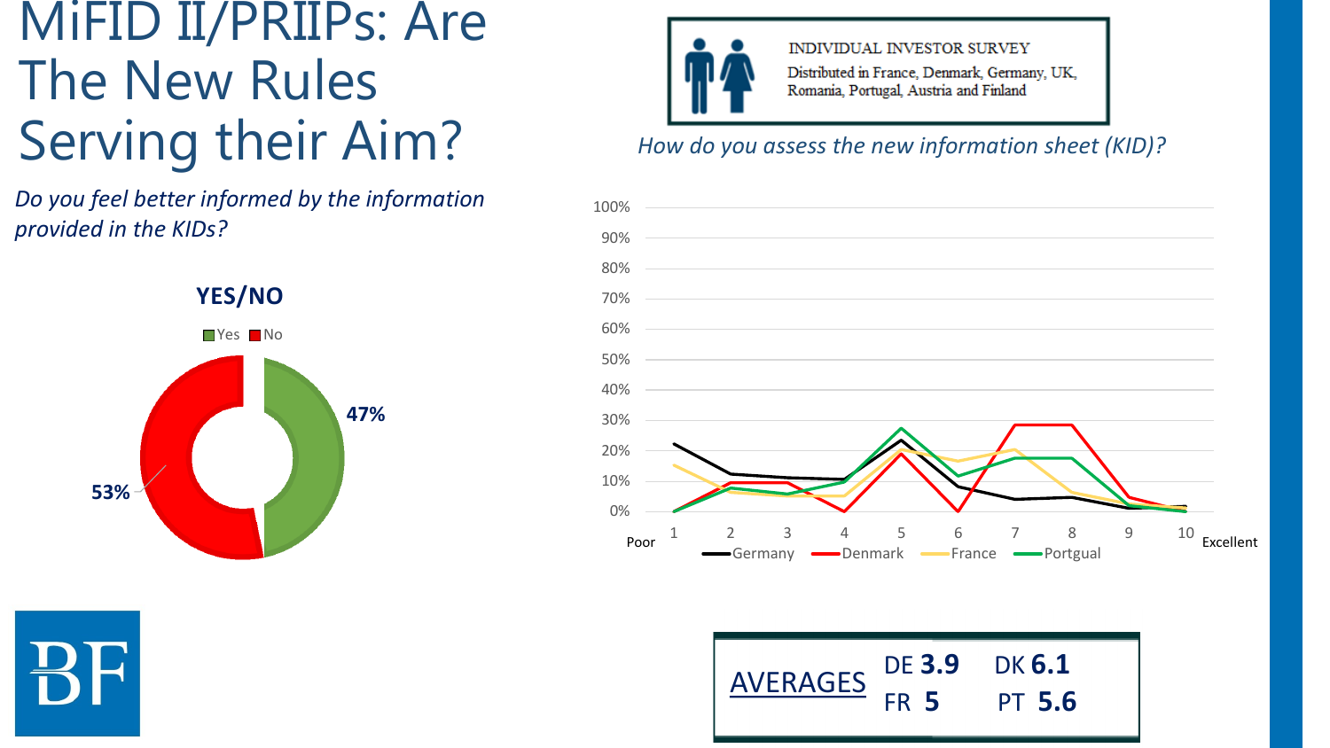# MiFID II/PRIIPs: Are The New Rules Serving their Aim?

*Do you feel better informed by the information provided in the KIDs?*

**YES/NO**

Yes No

47%

53%

INDIVIDUAL INVESTOR SURVEY

Distributed in France, Denmark, Germany, UK, Romania, Portugal, Austria and Finland

*How do you assess the new information sheet (KID)?*

100%
90%
80%
70%
60%
50%
40%
30%
20%
10%
0%

Poor 1 2 3 4 5 6 7 8 9 10 Excellent

Germany Denmark France Portgual

AVERAGES DE **3.9** DK **6.1** FR **5** PT **5.6**

BF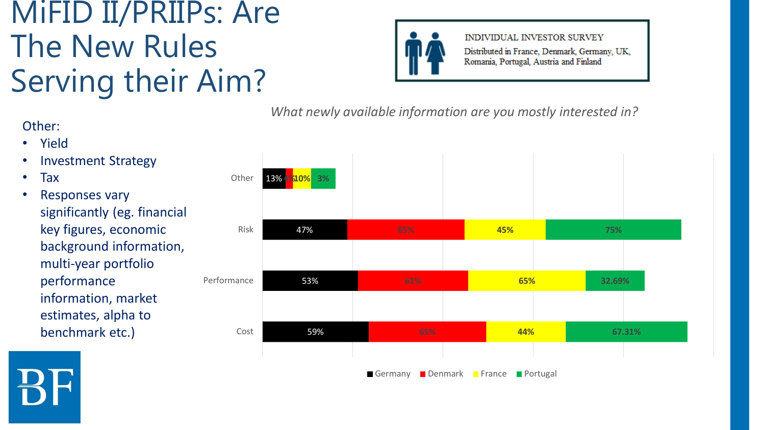# MiFID II/PRIIPs: Are The New Rules Serving their Aim?

INDIVIDUAL INVESTOR SURVEY

Distributed in France, Denmark, Germany, UK, Romania, Portugal, Austria and Finland

Other:

- Yield
- Investment Strategy
- Tax
- Responses vary significantly (eg. financial key figures, economic background information, multi-year portfolio performance information, market estimates, alpha to benchmark etc.)

*What newly available information are you mostly interested in?*

Other: 13% 4% 10% 3%

Risk: 47% 65% 45% 75%

Performance: 53% 61% 65% 32.69%

Cost: 59% 65% 44% 67.31%

Germany, Denmark, France, Portugal

BF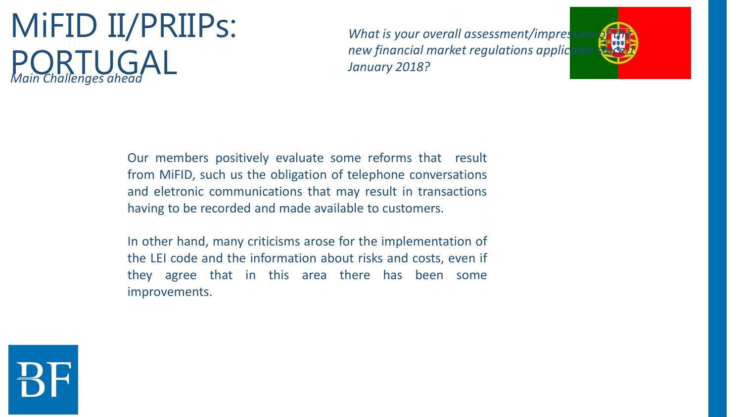# MiFID II/PRIIPs: PORTUGAL

*Main Challenges ahead*

*What is your overall assessment/impression of the new financial market regulations applicable since 1 January 2018?*

Our members positively evaluate some reforms that result from MiFID, such us the obligation of telephone conversations and eletronic communications that may result in transactions having to be recorded and made available to customers.

In other hand, many criticisms arose for the implementation of the LEI code and the information about risks and costs, even if they agree that in this area there has been some improvements.

BF